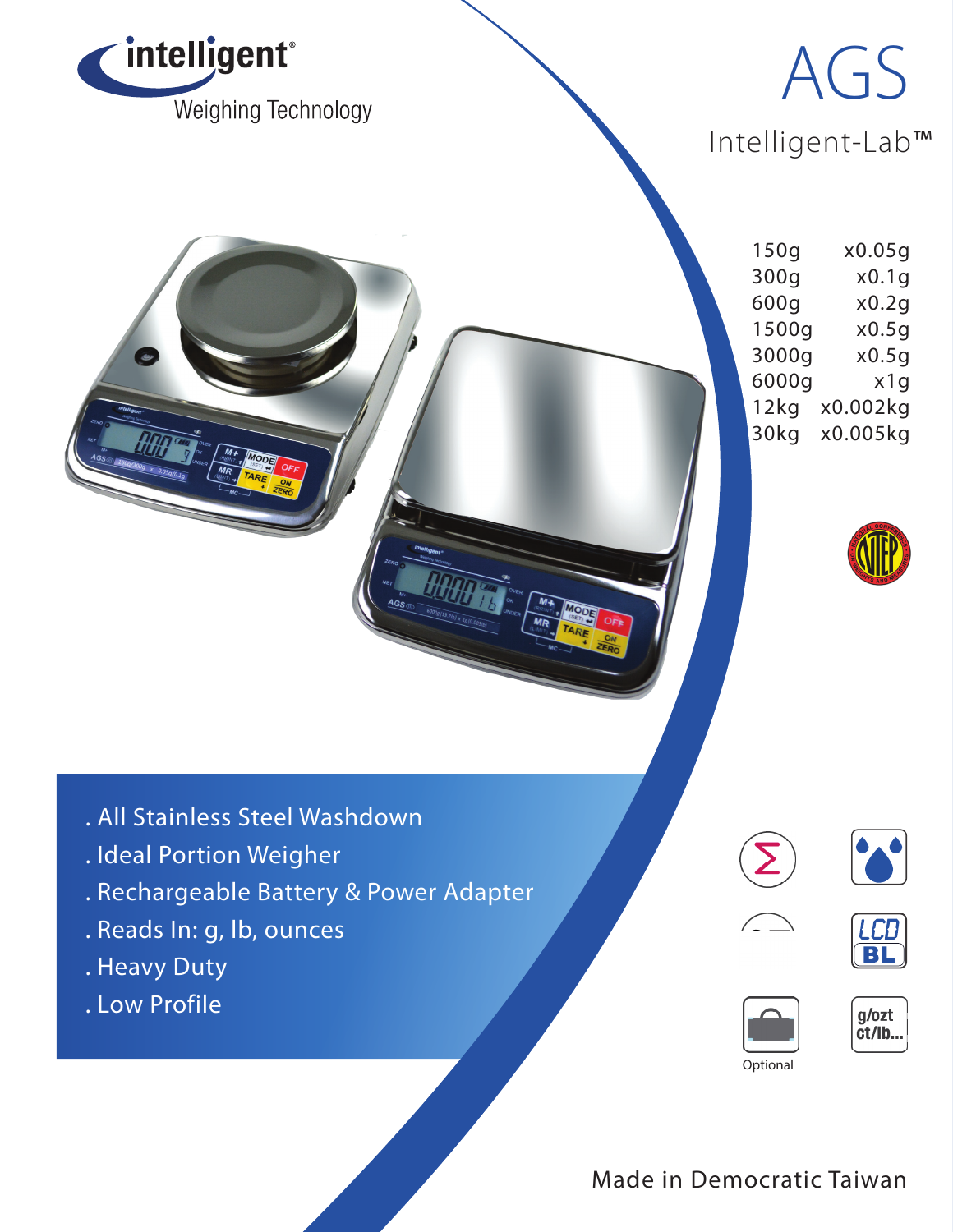intelligent®
Weighing Technology

# AGS

## Intelligent-Lab™

| Capacity | Readability |
|---|---|
| 150g | x0.05g |
| 300g | x0.1g |
| 600g | x0.2g |
| 1500g | x0.5g |
| 3000g | x0.5g |
| 6000g | x1g |
| 12kg | x0.002kg |
| 30kg | x0.005kg |

- All Stainless Steel Washdown
- Ideal Portion Weigher
- Rechargeable Battery & Power Adapter
- Reads In: g, lb, ounces
- Heavy Duty
- Low Profile

LCD BL

g/ozt ct/lb...

Optional

Made in Democratic Taiwan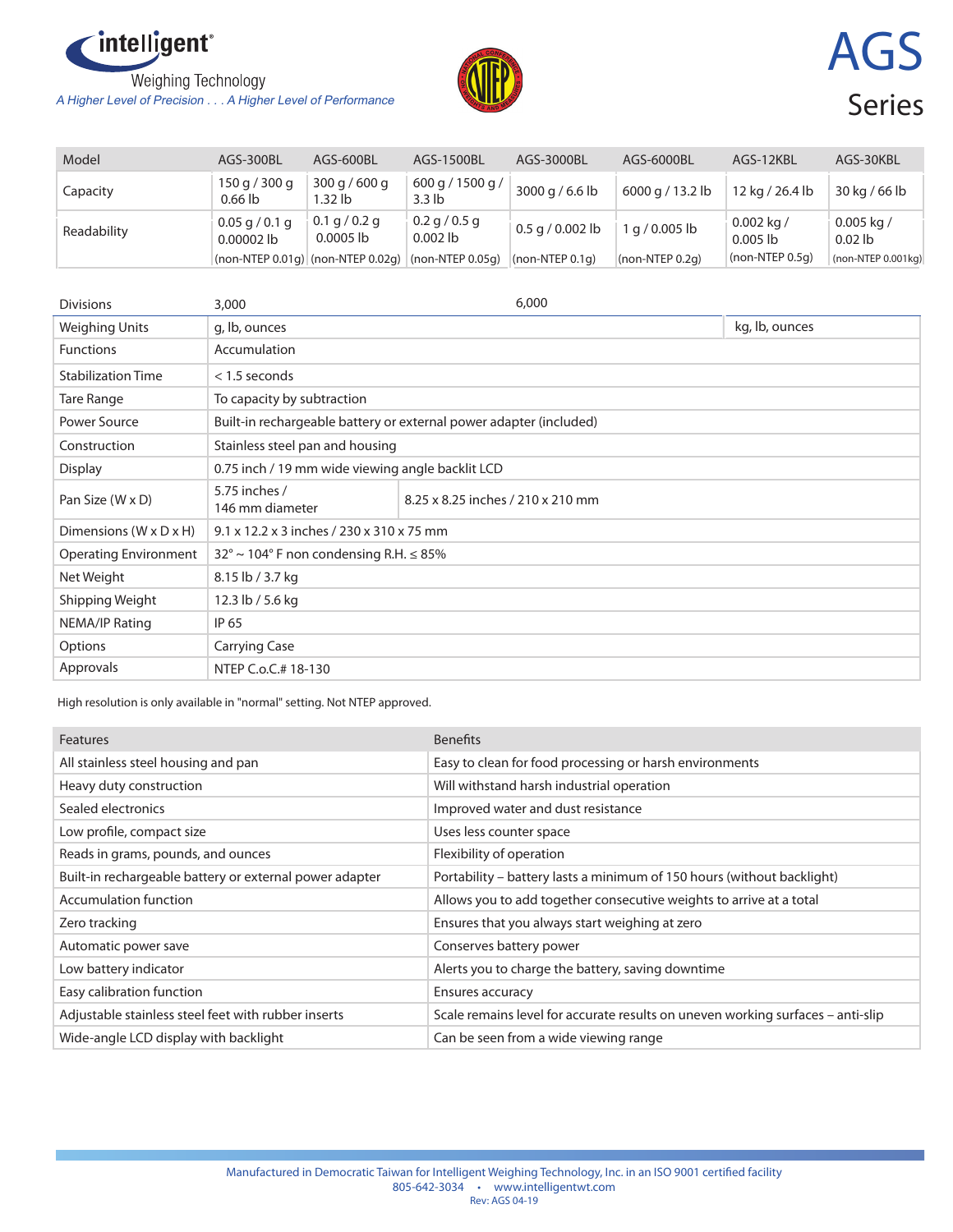intelligent® Weighing Technology

*A Higher Level of Precision . . . A Higher Level of Performance*

# AGS Series

| Model | AGS-300BL | AGS-600BL | AGS-1500BL | AGS-3000BL | AGS-6000BL | AGS-12KBL | AGS-30KBL |
|---|---|---|---|---|---|---|---|
| Capacity | 150 g / 300 g 0.66 lb | 300 g / 600 g 1.32 lb | 600 g / 1500 g / 3.3 lb | 3000 g / 6.6 lb | 6000 g / 13.2 lb | 12 kg / 26.4 lb | 30 kg / 66 lb |
| Readability | 0.05 g / 0.1 g 0.00002 lb (non-NTEP 0.01g) | 0.1 g / 0.2 g 0.0005 lb (non-NTEP 0.02g) | 0.2 g / 0.5 g 0.002 lb (non-NTEP 0.05g) | 0.5 g / 0.002 lb (non-NTEP 0.1g) | 1 g / 0.005 lb (non-NTEP 0.2g) | 0.002 kg / 0.005 lb (non-NTEP 0.5g) | 0.005 kg / 0.02 lb (non-NTEP 0.001kg) |

| | | |
|---|---|---|
| Divisions | 3,000 | 6,000 |
| Weighing Units | g, lb, ounces | kg, lb, ounces |
| Functions | Accumulation | |
| Stabilization Time | < 1.5 seconds | |
| Tare Range | To capacity by subtraction | |
| Power Source | Built-in rechargeable battery or external power adapter (included) | |
| Construction | Stainless steel pan and housing | |
| Display | 0.75 inch / 19 mm wide viewing angle backlit LCD | |
| Pan Size (W x D) | 5.75 inches / 146 mm diameter | 8.25 x 8.25 inches / 210 x 210 mm |
| Dimensions (W x D x H) | 9.1 x 12.2 x 3 inches / 230 x 310 x 75 mm | |
| Operating Environment | 32° ~ 104° F non condensing R.H. ≤ 85% | |
| Net Weight | 8.15 lb / 3.7 kg | |
| Shipping Weight | 12.3 lb / 5.6 kg | |
| NEMA/IP Rating | IP 65 | |
| Options | Carrying Case | |
| Approvals | NTEP C.o.C.# 18-130 | |

High resolution is only available in "normal" setting. Not NTEP approved.

| Features | Benefits |
|---|---|
| All stainless steel housing and pan | Easy to clean for food processing or harsh environments |
| Heavy duty construction | Will withstand harsh industrial operation |
| Sealed electronics | Improved water and dust resistance |
| Low profile, compact size | Uses less counter space |
| Reads in grams, pounds, and ounces | Flexibility of operation |
| Built-in rechargeable battery or external power adapter | Portability – battery lasts a minimum of 150 hours (without backlight) |
| Accumulation function | Allows you to add together consecutive weights to arrive at a total |
| Zero tracking | Ensures that you always start weighing at zero |
| Automatic power save | Conserves battery power |
| Low battery indicator | Alerts you to charge the battery, saving downtime |
| Easy calibration function | Ensures accuracy |
| Adjustable stainless steel feet with rubber inserts | Scale remains level for accurate results on uneven working surfaces – anti-slip |
| Wide-angle LCD display with backlight | Can be seen from a wide viewing range |

Manufactured in Democratic Taiwan for Intelligent Weighing Technology, Inc. in an ISO 9001 certified facility
805-642-3034 • www.intelligentwt.com
Rev: AGS 04-19